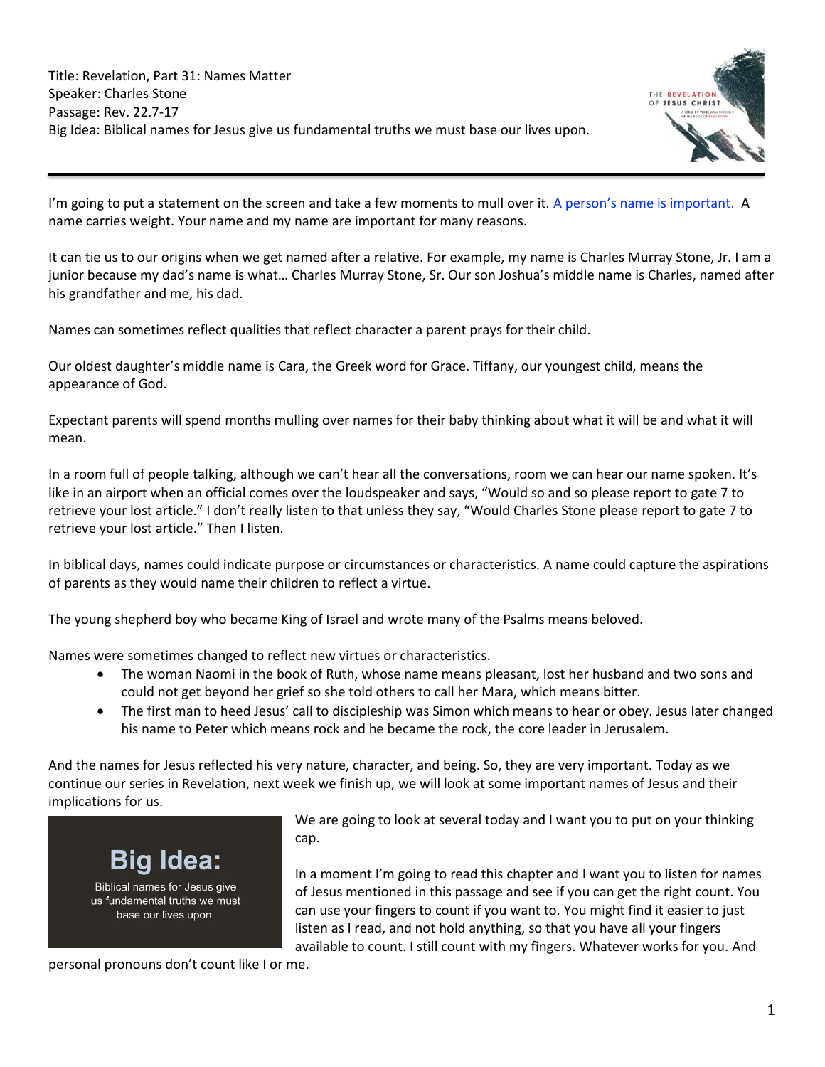Title: Revelation, Part 31: Names Matter
Speaker: Charles Stone
Passage: Rev. 22.7-17
Big Idea: Biblical names for Jesus give us fundamental truths we must base our lives upon.

---

I'm going to put a statement on the screen and take a few moments to mull over it. A person's name is important. A name carries weight. Your name and my name are important for many reasons.

It can tie us to our origins when we get named after a relative. For example, my name is Charles Murray Stone, Jr. I am a junior because my dad's name is what… Charles Murray Stone, Sr. Our son Joshua's middle name is Charles, named after his grandfather and me, his dad.

Names can sometimes reflect qualities that reflect character a parent prays for their child.

Our oldest daughter's middle name is Cara, the Greek word for Grace. Tiffany, our youngest child, means the appearance of God.

Expectant parents will spend months mulling over names for their baby thinking about what it will be and what it will mean.

In a room full of people talking, although we can't hear all the conversations, room we can hear our name spoken. It's like in an airport when an official comes over the loudspeaker and says, "Would so and so please report to gate 7 to retrieve your lost article." I don't really listen to that unless they say, "Would Charles Stone please report to gate 7 to retrieve your lost article." Then I listen.

In biblical days, names could indicate purpose or circumstances or characteristics. A name could capture the aspirations of parents as they would name their children to reflect a virtue.

The young shepherd boy who became King of Israel and wrote many of the Psalms means beloved.

Names were sometimes changed to reflect new virtues or characteristics.

- The woman Naomi in the book of Ruth, whose name means pleasant, lost her husband and two sons and could not get beyond her grief so she told others to call her Mara, which means bitter.
- The first man to heed Jesus' call to discipleship was Simon which means to hear or obey. Jesus later changed his name to Peter which means rock and he became the rock, the core leader in Jerusalem.

And the names for Jesus reflected his very nature, character, and being. So, they are very important. Today as we continue our series in Revelation, next week we finish up, we will look at some important names of Jesus and their implications for us.

**Big Idea:**
Biblical names for Jesus give us fundamental truths we must base our lives upon.

We are going to look at several today and I want you to put on your thinking cap.

In a moment I'm going to read this chapter and I want you to listen for names of Jesus mentioned in this passage and see if you can get the right count. You can use your fingers to count if you want to. You might find it easier to just listen as I read, and not hold anything, so that you have all your fingers available to count. I still count with my fingers. Whatever works for you. And personal pronouns don't count like I or me.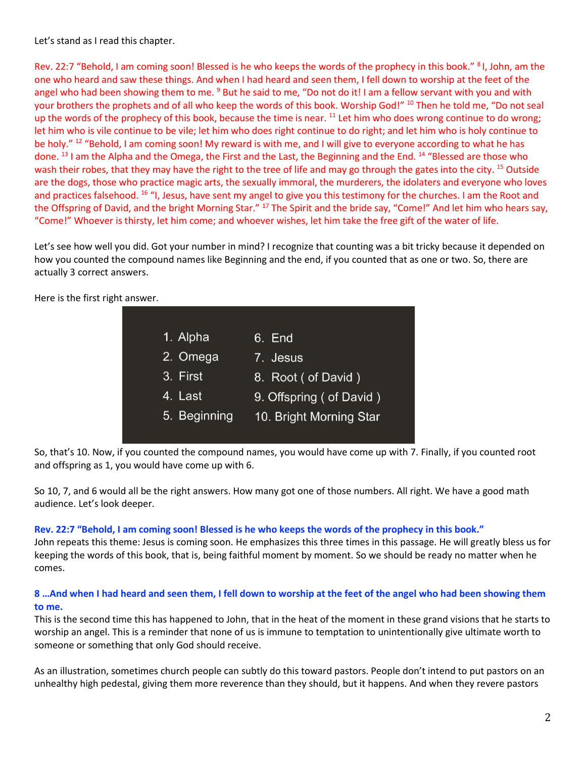Let's stand as I read this chapter.

Rev. 22:7 "Behold, I am coming soon! Blessed is he who keeps the words of the prophecy in this book." [8] I, John, am the one who heard and saw these things. And when I had heard and seen them, I fell down to worship at the feet of the angel who had been showing them to me. [9] But he said to me, "Do not do it! I am a fellow servant with you and with your brothers the prophets and of all who keep the words of this book. Worship God!" [10] Then he told me, "Do not seal up the words of the prophecy of this book, because the time is near. [11] Let him who does wrong continue to do wrong; let him who is vile continue to be vile; let him who does right continue to do right; and let him who is holy continue to be holy." [12] "Behold, I am coming soon! My reward is with me, and I will give to everyone according to what he has done. [13] I am the Alpha and the Omega, the First and the Last, the Beginning and the End. [14] "Blessed are those who wash their robes, that they may have the right to the tree of life and may go through the gates into the city. [15] Outside are the dogs, those who practice magic arts, the sexually immoral, the murderers, the idolaters and everyone who loves and practices falsehood. [16] "I, Jesus, have sent my angel to give you this testimony for the churches. I am the Root and the Offspring of David, and the bright Morning Star." [17] The Spirit and the bride say, "Come!" And let him who hears say, "Come!" Whoever is thirsty, let him come; and whoever wishes, let him take the free gift of the water of life.

Let's see how well you did. Got your number in mind? I recognize that counting was a bit tricky because it depended on how you counted the compound names like Beginning and the end, if you counted that as one or two. So, there are actually 3 correct answers.

Here is the first right answer.

1. Alpha
2. Omega
3. First
4. Last
5. Beginning
6. End
7. Jesus
8. Root ( of David )
9. Offspring ( of David )
10. Bright Morning Star

So, that's 10. Now, if you counted the compound names, you would have come up with 7. Finally, if you counted root and offspring as 1, you would have come up with 6.

So 10, 7, and 6 would all be the right answers. How many got one of those numbers. All right. We have a good math audience. Let's look deeper.

**Rev. 22:7 "Behold, I am coming soon! Blessed is he who keeps the words of the prophecy in this book."**

John repeats this theme: Jesus is coming soon. He emphasizes this three times in this passage. He will greatly bless us for keeping the words of this book, that is, being faithful moment by moment. So we should be ready no matter when he comes.

**8 …And when I had heard and seen them, I fell down to worship at the feet of the angel who had been showing them to me.**

This is the second time this has happened to John, that in the heat of the moment in these grand visions that he starts to worship an angel. This is a reminder that none of us is immune to temptation to unintentionally give ultimate worth to someone or something that only God should receive.

As an illustration, sometimes church people can subtly do this toward pastors. People don't intend to put pastors on an unhealthy high pedestal, giving them more reverence than they should, but it happens. And when they revere pastors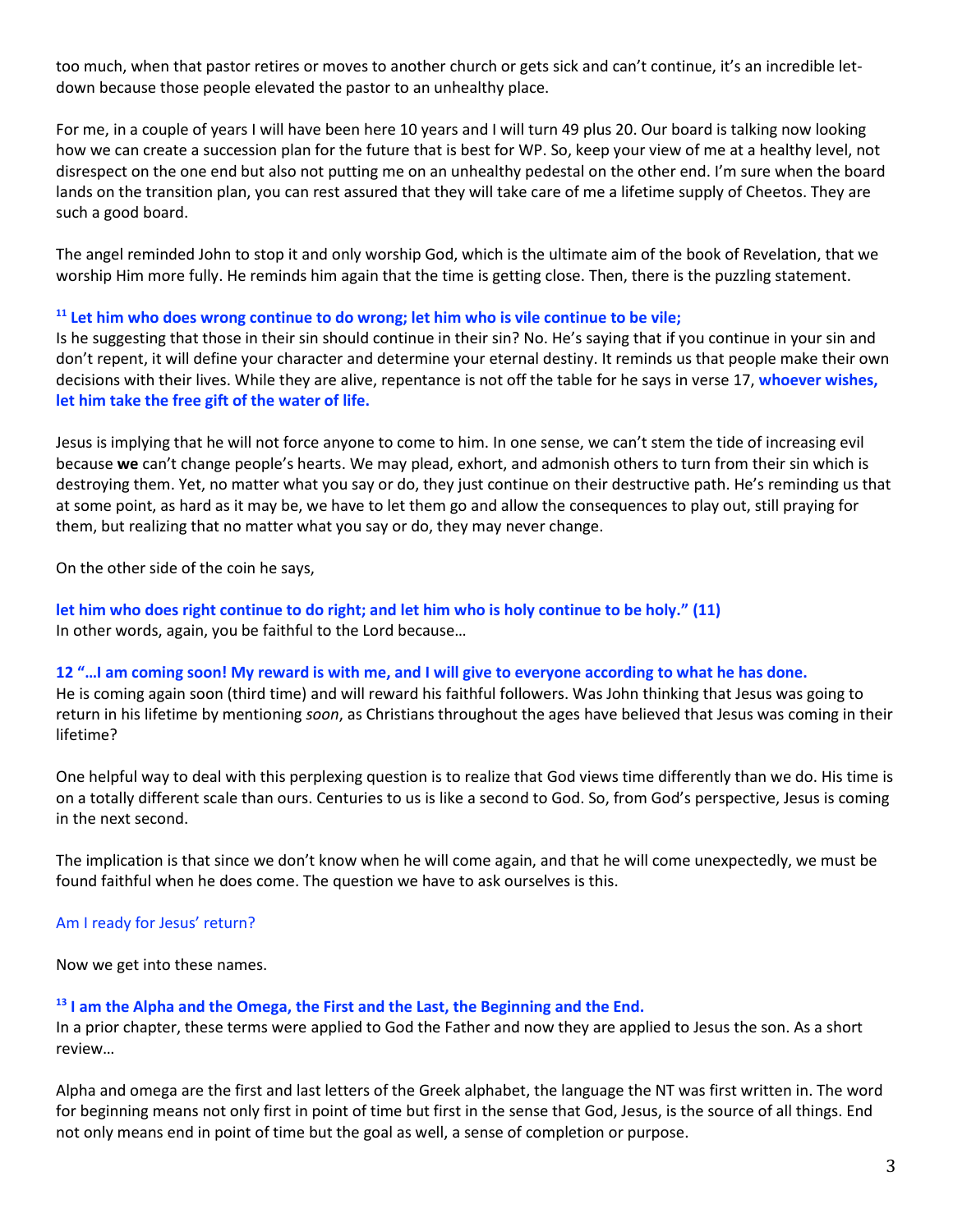too much, when that pastor retires or moves to another church or gets sick and can't continue, it's an incredible let-down because those people elevated the pastor to an unhealthy place.

For me, in a couple of years I will have been here 10 years and I will turn 49 plus 20. Our board is talking now looking how we can create a succession plan for the future that is best for WP. So, keep your view of me at a healthy level, not disrespect on the one end but also not putting me on an unhealthy pedestal on the other end. I'm sure when the board lands on the transition plan, you can rest assured that they will take care of me a lifetime supply of Cheetos. They are such a good board.

The angel reminded John to stop it and only worship God, which is the ultimate aim of the book of Revelation, that we worship Him more fully. He reminds him again that the time is getting close. Then, there is the puzzling statement.

**[11] Let him who does wrong continue to do wrong; let him who is vile continue to be vile;**

Is he suggesting that those in their sin should continue in their sin? No. He's saying that if you continue in your sin and don't repent, it will define your character and determine your eternal destiny. It reminds us that people make their own decisions with their lives. While they are alive, repentance is not off the table for he says in verse 17, **whoever wishes, let him take the free gift of the water of life.**

Jesus is implying that he will not force anyone to come to him. In one sense, we can't stem the tide of increasing evil because **we** can't change people's hearts. We may plead, exhort, and admonish others to turn from their sin which is destroying them. Yet, no matter what you say or do, they just continue on their destructive path. He's reminding us that at some point, as hard as it may be, we have to let them go and allow the consequences to play out, still praying for them, but realizing that no matter what you say or do, they may never change.

On the other side of the coin he says,

**let him who does right continue to do right; and let him who is holy continue to be holy." (11)**

In other words, again, you be faithful to the Lord because…

**12 "…I am coming soon! My reward is with me, and I will give to everyone according to what he has done.**

He is coming again soon (third time) and will reward his faithful followers. Was John thinking that Jesus was going to return in his lifetime by mentioning *soon*, as Christians throughout the ages have believed that Jesus was coming in their lifetime?

One helpful way to deal with this perplexing question is to realize that God views time differently than we do. His time is on a totally different scale than ours. Centuries to us is like a second to God. So, from God's perspective, Jesus is coming in the next second.

The implication is that since we don't know when he will come again, and that he will come unexpectedly, we must be found faithful when he does come. The question we have to ask ourselves is this.

Am I ready for Jesus' return?

Now we get into these names.

**[13] I am the Alpha and the Omega, the First and the Last, the Beginning and the End.**

In a prior chapter, these terms were applied to God the Father and now they are applied to Jesus the son. As a short review…

Alpha and omega are the first and last letters of the Greek alphabet, the language the NT was first written in. The word for beginning means not only first in point of time but first in the sense that God, Jesus, is the source of all things. End not only means end in point of time but the goal as well, a sense of completion or purpose.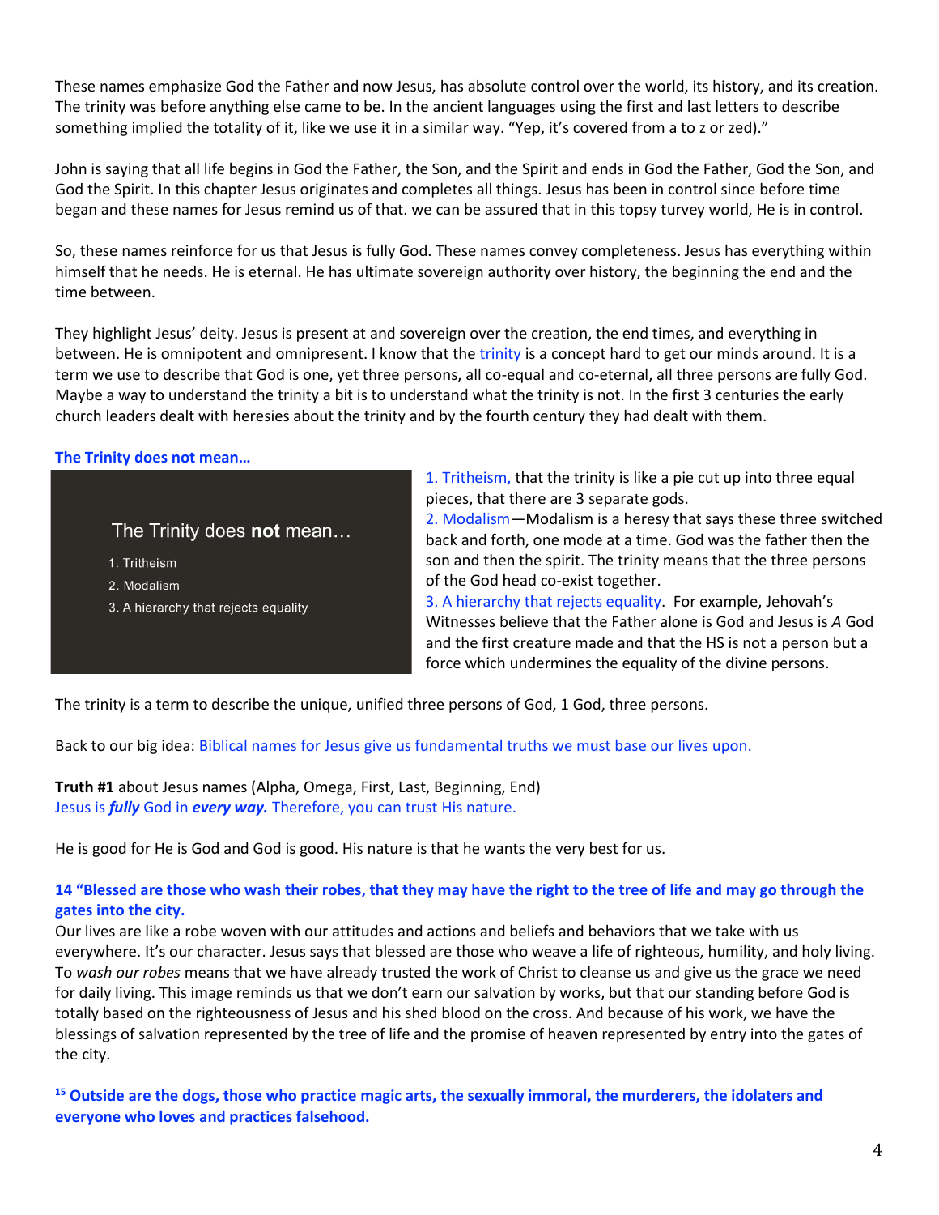These names emphasize God the Father and now Jesus, has absolute control over the world, its history, and its creation. The trinity was before anything else came to be. In the ancient languages using the first and last letters to describe something implied the totality of it, like we use it in a similar way. "Yep, it's covered from a to z or zed)."

John is saying that all life begins in God the Father, the Son, and the Spirit and ends in God the Father, God the Son, and God the Spirit. In this chapter Jesus originates and completes all things. Jesus has been in control since before time began and these names for Jesus remind us of that. we can be assured that in this topsy turvey world, He is in control.

So, these names reinforce for us that Jesus is fully God. These names convey completeness. Jesus has everything within himself that he needs. He is eternal. He has ultimate sovereign authority over history, the beginning the end and the time between.

They highlight Jesus' deity. Jesus is present at and sovereign over the creation, the end times, and everything in between. He is omnipotent and omnipresent. I know that the trinity is a concept hard to get our minds around. It is a term we use to describe that God is one, yet three persons, all co-equal and co-eternal, all three persons are fully God. Maybe a way to understand the trinity a bit is to understand what the trinity is not. In the first 3 centuries the early church leaders dealt with heresies about the trinity and by the fourth century they had dealt with them.

**The Trinity does not mean…**

The Trinity does **not** mean…

1. Tritheism
2. Modalism
3. A hierarchy that rejects equality

1. Tritheism, that the trinity is like a pie cut up into three equal pieces, that there are 3 separate gods.
2. Modalism—Modalism is a heresy that says these three switched back and forth, one mode at a time. God was the father then the son and then the spirit. The trinity means that the three persons of the God head co-exist together.
3. A hierarchy that rejects equality. For example, Jehovah's Witnesses believe that the Father alone is God and Jesus is *A* God and the first creature made and that the HS is not a person but a force which undermines the equality of the divine persons.

The trinity is a term to describe the unique, unified three persons of God, 1 God, three persons.

Back to our big idea: Biblical names for Jesus give us fundamental truths we must base our lives upon.

**Truth #1** about Jesus names (Alpha, Omega, First, Last, Beginning, End)
Jesus is ***fully*** God in ***every way.*** Therefore, you can trust His nature.

He is good for He is God and God is good. His nature is that he wants the very best for us.

**14 "Blessed are those who wash their robes, that they may have the right to the tree of life and may go through the gates into the city.**
Our lives are like a robe woven with our attitudes and actions and beliefs and behaviors that we take with us everywhere. It's our character. Jesus says that blessed are those who weave a life of righteous, humility, and holy living. To *wash our robes* means that we have already trusted the work of Christ to cleanse us and give us the grace we need for daily living. This image reminds us that we don't earn our salvation by works, but that our standing before God is totally based on the righteousness of Jesus and his shed blood on the cross. And because of his work, we have the blessings of salvation represented by the tree of life and the promise of heaven represented by entry into the gates of the city.

**15 Outside are the dogs, those who practice magic arts, the sexually immoral, the murderers, the idolaters and everyone who loves and practices falsehood.**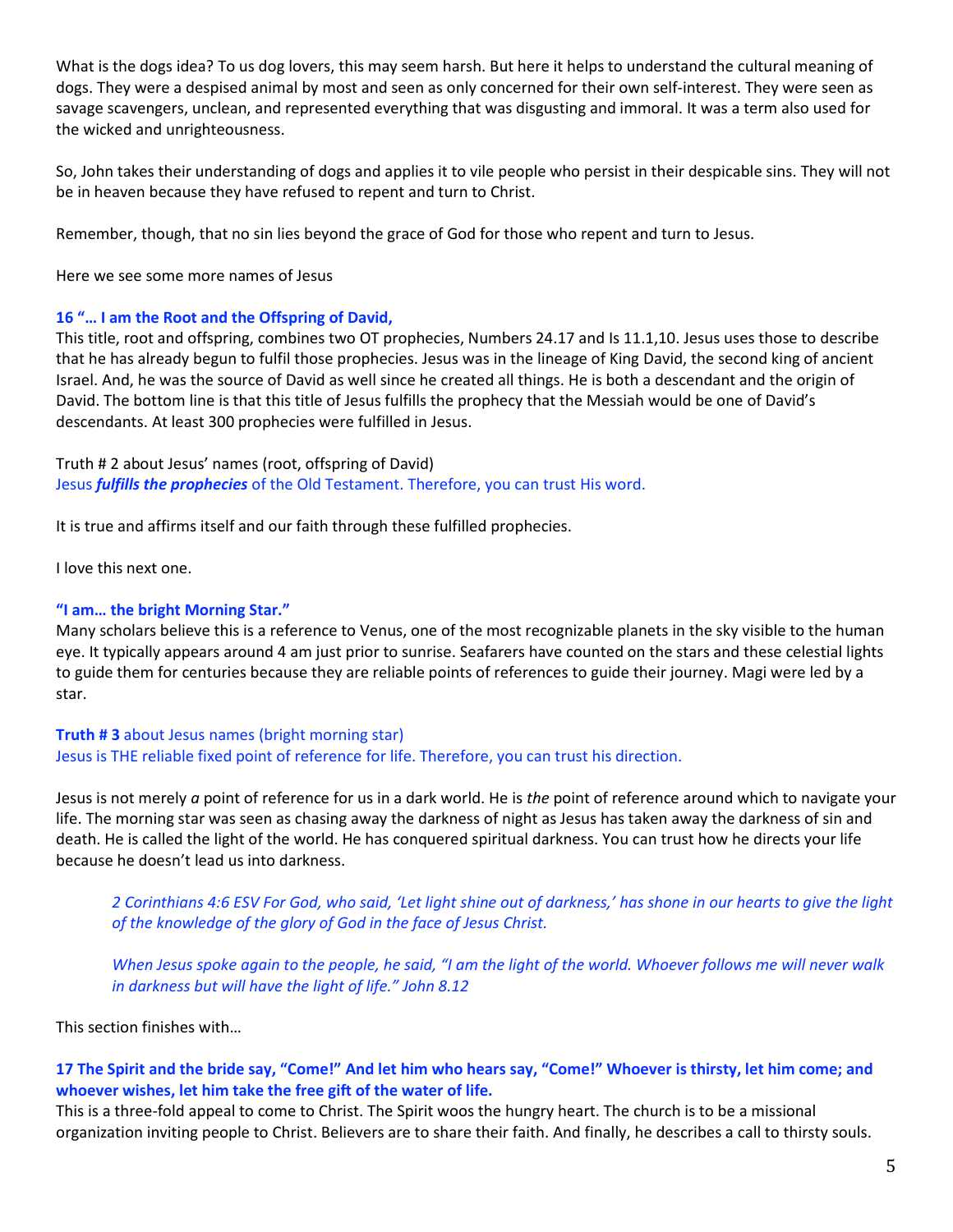What is the dogs idea? To us dog lovers, this may seem harsh. But here it helps to understand the cultural meaning of dogs. They were a despised animal by most and seen as only concerned for their own self-interest. They were seen as savage scavengers, unclean, and represented everything that was disgusting and immoral. It was a term also used for the wicked and unrighteousness.

So, John takes their understanding of dogs and applies it to vile people who persist in their despicable sins. They will not be in heaven because they have refused to repent and turn to Christ.

Remember, though, that no sin lies beyond the grace of God for those who repent and turn to Jesus.

Here we see some more names of Jesus

**16 "… I am the Root and the Offspring of David,**
This title, root and offspring, combines two OT prophecies, Numbers 24.17 and Is 11.1,10. Jesus uses those to describe that he has already begun to fulfil those prophecies. Jesus was in the lineage of King David, the second king of ancient Israel. And, he was the source of David as well since he created all things. He is both a descendant and the origin of David. The bottom line is that this title of Jesus fulfills the prophecy that the Messiah would be one of David's descendants. At least 300 prophecies were fulfilled in Jesus.

Truth # 2 about Jesus' names (root, offspring of David)
Jesus ***fulfills the prophecies*** of the Old Testament. Therefore, you can trust His word.

It is true and affirms itself and our faith through these fulfilled prophecies.

I love this next one.

**"I am… the bright Morning Star."**
Many scholars believe this is a reference to Venus, one of the most recognizable planets in the sky visible to the human eye. It typically appears around 4 am just prior to sunrise. Seafarers have counted on the stars and these celestial lights to guide them for centuries because they are reliable points of references to guide their journey. Magi were led by a star.

**Truth # 3** about Jesus names (bright morning star)
Jesus is THE reliable fixed point of reference for life. Therefore, you can trust his direction.

Jesus is not merely *a* point of reference for us in a dark world. He is *the* point of reference around which to navigate your life. The morning star was seen as chasing away the darkness of night as Jesus has taken away the darkness of sin and death. He is called the light of the world. He has conquered spiritual darkness. You can trust how he directs your life because he doesn't lead us into darkness.

> *2 Corinthians 4:6 ESV For God, who said, 'Let light shine out of darkness,' has shone in our hearts to give the light of the knowledge of the glory of God in the face of Jesus Christ.*
>
> *When Jesus spoke again to the people, he said, "I am the light of the world. Whoever follows me will never walk in darkness but will have the light of life." John 8.12*

This section finishes with…

**17 The Spirit and the bride say, "Come!" And let him who hears say, "Come!" Whoever is thirsty, let him come; and whoever wishes, let him take the free gift of the water of life.**
This is a three-fold appeal to come to Christ. The Spirit woos the hungry heart. The church is to be a missional organization inviting people to Christ. Believers are to share their faith. And finally, he describes a call to thirsty souls.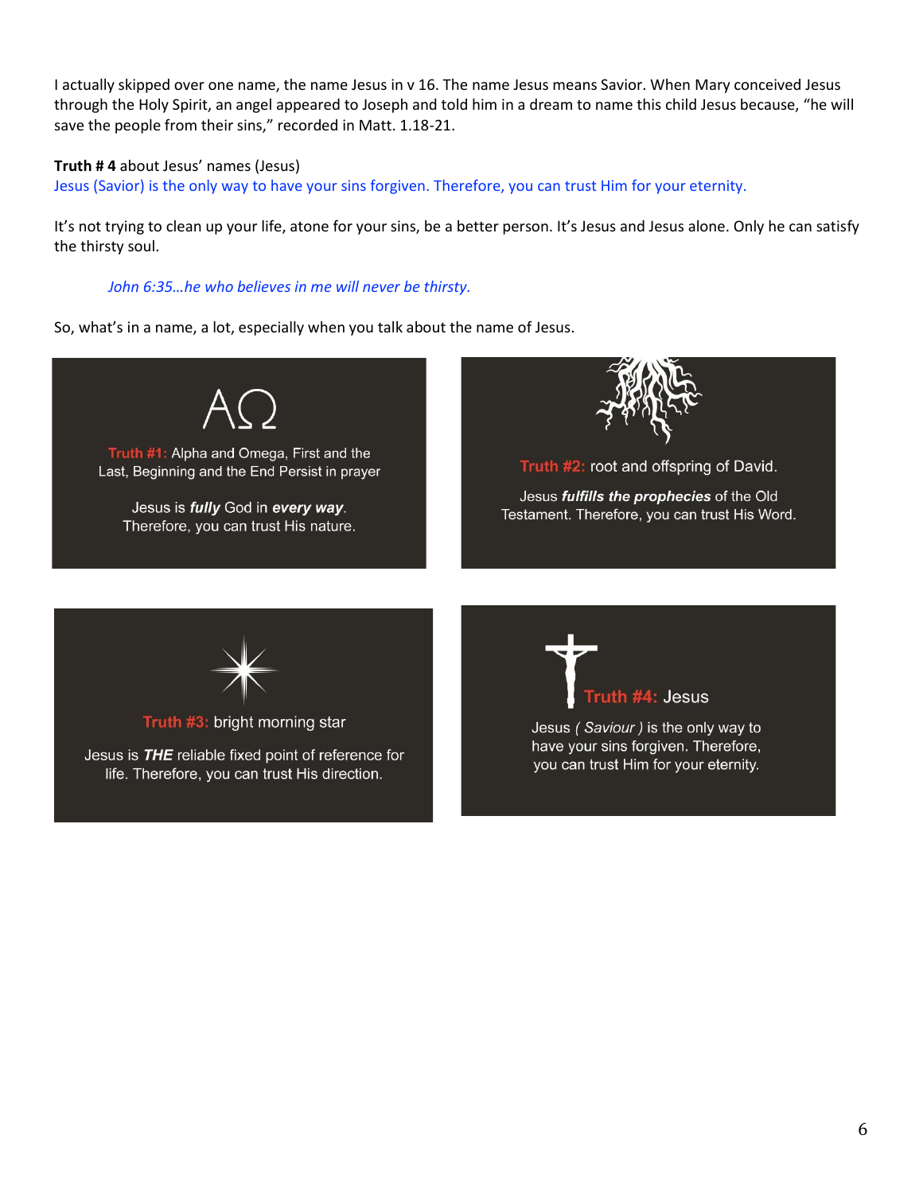I actually skipped over one name, the name Jesus in v 16. The name Jesus means Savior. When Mary conceived Jesus through the Holy Spirit, an angel appeared to Joseph and told him in a dream to name this child Jesus because, "he will save the people from their sins," recorded in Matt. 1.18-21.

**Truth # 4** about Jesus' names (Jesus)
Jesus (Savior) is the only way to have your sins forgiven. Therefore, you can trust Him for your eternity.

It's not trying to clean up your life, atone for your sins, be a better person. It's Jesus and Jesus alone. Only he can satisfy the thirsty soul.

> *John 6:35…he who believes in me will never be thirsty.*

So, what's in a name, a lot, especially when you talk about the name of Jesus.

AΩ

Truth #1: Alpha and Omega, First and the Last, Beginning and the End Persist in prayer

Jesus is ***fully*** God in ***every way***.
Therefore, you can trust His nature.

Truth #2: root and offspring of David.

Jesus ***fulfills the prophecies*** of the Old Testament. Therefore, you can trust His Word.

Truth #3: bright morning star

Jesus is ***THE*** reliable fixed point of reference for life. Therefore, you can trust His direction.

Truth #4: Jesus

Jesus ( *Saviour* ) is the only way to have your sins forgiven. Therefore, you can trust Him for your eternity.